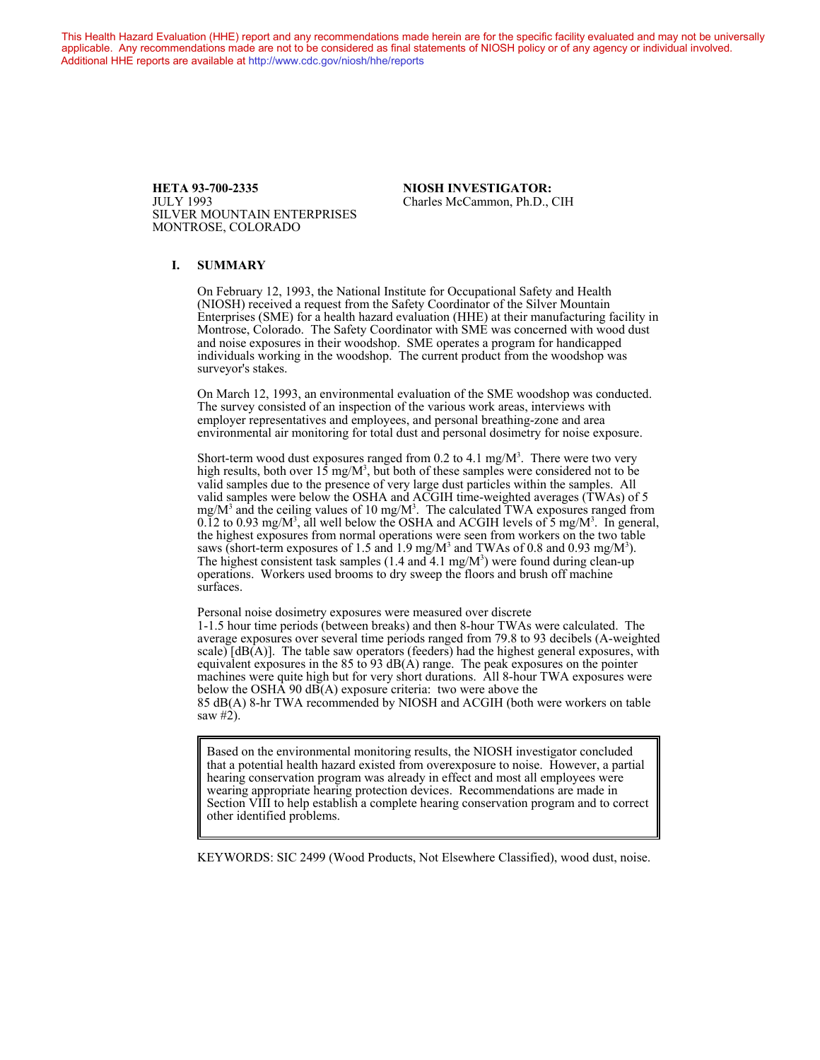This Health Hazard Evaluation (HHE) report and any recommendations made herein are for the specific facility evaluated and may not be universally applicable. Any recommendations made are not to be considered as final statements of NIOSH policy or of any agency or individual involved. Additional HHE reports are available at http://www.cdc.gov/niosh/hhe/reports

**HETA 93-700-2335**
JULY 1993
SILVER MOUNTAIN ENTERPRISES
MONTROSE, COLORADO

**NIOSH INVESTIGATOR:**
Charles McCammon, Ph.D., CIH

## I. SUMMARY

On February 12, 1993, the National Institute for Occupational Safety and Health (NIOSH) received a request from the Safety Coordinator of the Silver Mountain Enterprises (SME) for a health hazard evaluation (HHE) at their manufacturing facility in Montrose, Colorado. The Safety Coordinator with SME was concerned with wood dust and noise exposures in their woodshop. SME operates a program for handicapped individuals working in the woodshop. The current product from the woodshop was surveyor's stakes.

On March 12, 1993, an environmental evaluation of the SME woodshop was conducted. The survey consisted of an inspection of the various work areas, interviews with employer representatives and employees, and personal breathing-zone and area environmental air monitoring for total dust and personal dosimetry for noise exposure.

Short-term wood dust exposures ranged from 0.2 to 4.1 mg/M$^3$. There were two very high results, both over 15 mg/M$^3$, but both of these samples were considered not to be valid samples due to the presence of very large dust particles within the samples. All valid samples were below the OSHA and ACGIH time-weighted averages (TWAs) of 5 mg/M$^3$ and the ceiling values of 10 mg/M$^3$. The calculated TWA exposures ranged from 0.12 to 0.93 mg/M$^3$, all well below the OSHA and ACGIH levels of 5 mg/M$^3$. In general, the highest exposures from normal operations were seen from workers on the two table saws (short-term exposures of 1.5 and 1.9 mg/M$^3$ and TWAs of 0.8 and 0.93 mg/M$^3$). The highest consistent task samples (1.4 and 4.1 mg/M$^3$) were found during clean-up operations. Workers used brooms to dry sweep the floors and brush off machine surfaces.

Personal noise dosimetry exposures were measured over discrete 1-1.5 hour time periods (between breaks) and then 8-hour TWAs were calculated. The average exposures over several time periods ranged from 79.8 to 93 decibels (A-weighted scale) [dB(A)]. The table saw operators (feeders) had the highest general exposures, with equivalent exposures in the 85 to 93 dB(A) range. The peak exposures on the pointer machines were quite high but for very short durations. All 8-hour TWA exposures were below the OSHA 90 dB(A) exposure criteria: two were above the 85 dB(A) 8-hr TWA recommended by NIOSH and ACGIH (both were workers on table saw #2).

> Based on the environmental monitoring results, the NIOSH investigator concluded that a potential health hazard existed from overexposure to noise. However, a partial hearing conservation program was already in effect and most all employees were wearing appropriate hearing protection devices. Recommendations are made in Section VIII to help establish a complete hearing conservation program and to correct other identified problems.

KEYWORDS: SIC 2499 (Wood Products, Not Elsewhere Classified), wood dust, noise.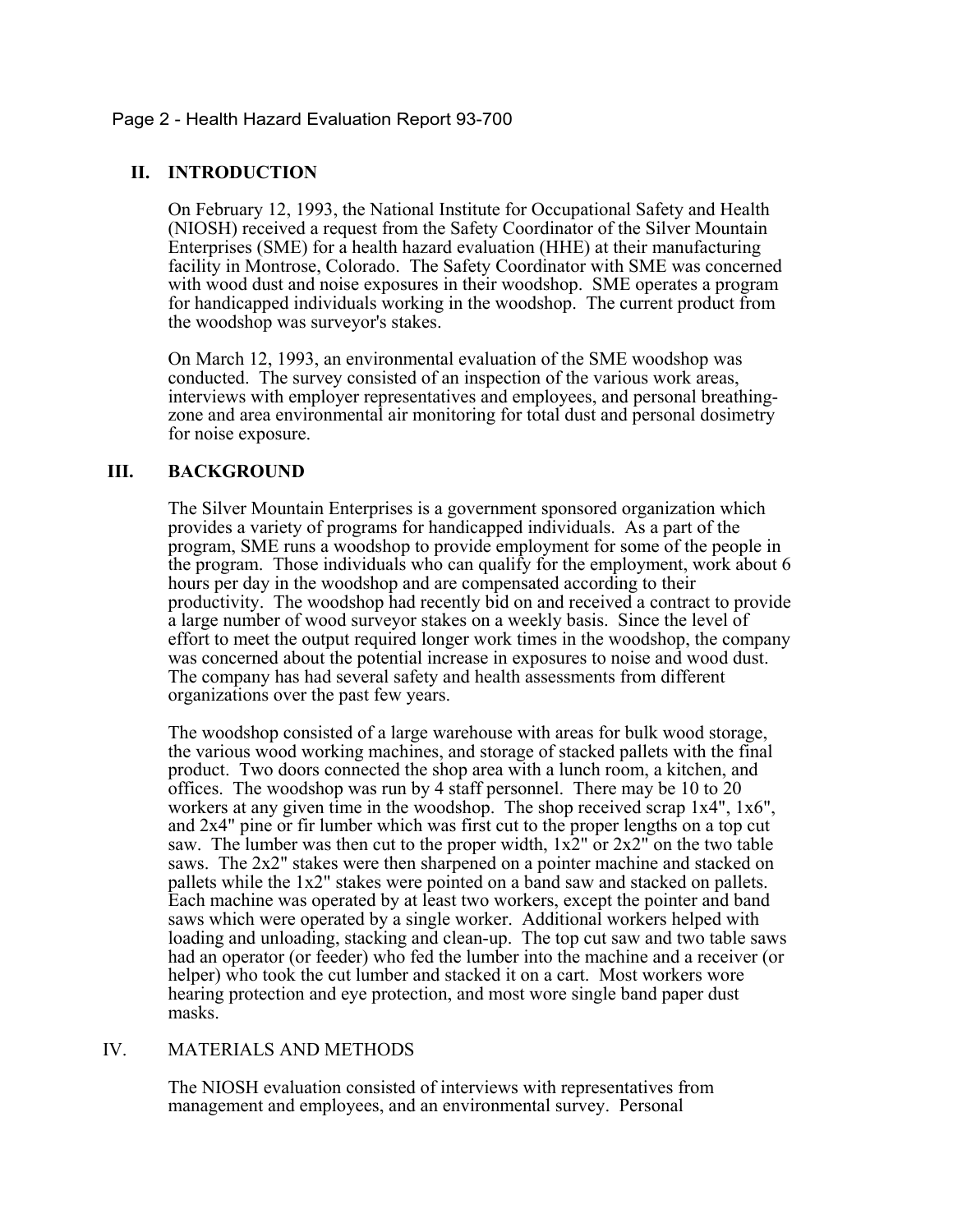## II. INTRODUCTION

On February 12, 1993, the National Institute for Occupational Safety and Health (NIOSH) received a request from the Safety Coordinator of the Silver Mountain Enterprises (SME) for a health hazard evaluation (HHE) at their manufacturing facility in Montrose, Colorado. The Safety Coordinator with SME was concerned with wood dust and noise exposures in their woodshop. SME operates a program for handicapped individuals working in the woodshop. The current product from the woodshop was surveyor's stakes.

On March 12, 1993, an environmental evaluation of the SME woodshop was conducted. The survey consisted of an inspection of the various work areas, interviews with employer representatives and employees, and personal breathing-zone and area environmental air monitoring for total dust and personal dosimetry for noise exposure.

## III. BACKGROUND

The Silver Mountain Enterprises is a government sponsored organization which provides a variety of programs for handicapped individuals. As a part of the program, SME runs a woodshop to provide employment for some of the people in the program. Those individuals who can qualify for the employment, work about 6 hours per day in the woodshop and are compensated according to their productivity. The woodshop had recently bid on and received a contract to provide a large number of wood surveyor stakes on a weekly basis. Since the level of effort to meet the output required longer work times in the woodshop, the company was concerned about the potential increase in exposures to noise and wood dust. The company has had several safety and health assessments from different organizations over the past few years.

The woodshop consisted of a large warehouse with areas for bulk wood storage, the various wood working machines, and storage of stacked pallets with the final product. Two doors connected the shop area with a lunch room, a kitchen, and offices. The woodshop was run by 4 staff personnel. There may be 10 to 20 workers at any given time in the woodshop. The shop received scrap 1x4", 1x6", and 2x4" pine or fir lumber which was first cut to the proper lengths on a top cut saw. The lumber was then cut to the proper width, 1x2" or 2x2" on the two table saws. The 2x2" stakes were then sharpened on a pointer machine and stacked on pallets while the 1x2" stakes were pointed on a band saw and stacked on pallets. Each machine was operated by at least two workers, except the pointer and band saws which were operated by a single worker. Additional workers helped with loading and unloading, stacking and clean-up. The top cut saw and two table saws had an operator (or feeder) who fed the lumber into the machine and a receiver (or helper) who took the cut lumber and stacked it on a cart. Most workers wore hearing protection and eye protection, and most wore single band paper dust masks.

## IV. MATERIALS AND METHODS

The NIOSH evaluation consisted of interviews with representatives from management and employees, and an environmental survey. Personal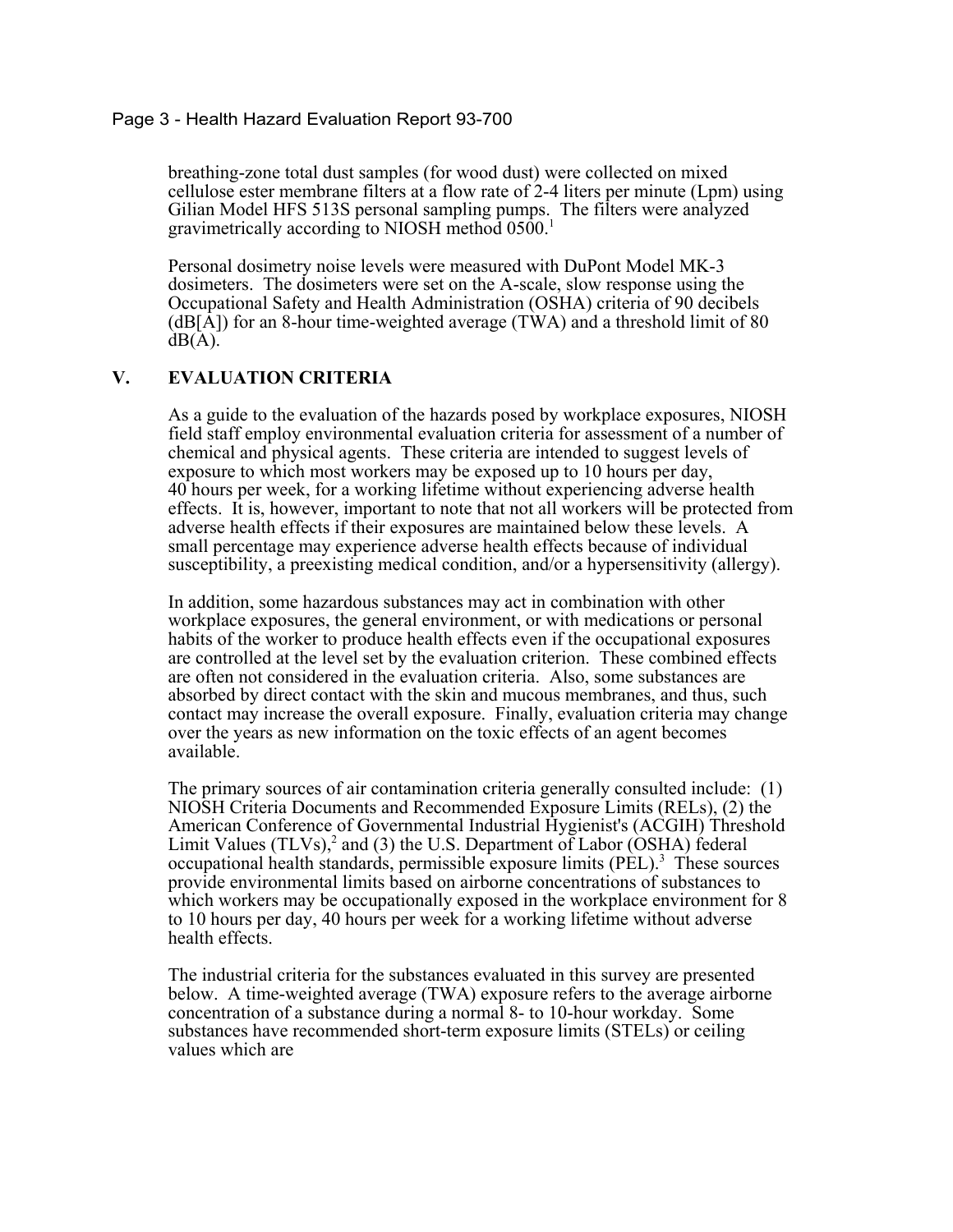breathing-zone total dust samples (for wood dust) were collected on mixed cellulose ester membrane filters at a flow rate of 2-4 liters per minute (Lpm) using Gilian Model HFS 513S personal sampling pumps. The filters were analyzed gravimetrically according to NIOSH method 0500.[1]

Personal dosimetry noise levels were measured with DuPont Model MK-3 dosimeters. The dosimeters were set on the A-scale, slow response using the Occupational Safety and Health Administration (OSHA) criteria of 90 decibels (dB[A]) for an 8-hour time-weighted average (TWA) and a threshold limit of 80 dB(A).

## V. EVALUATION CRITERIA

As a guide to the evaluation of the hazards posed by workplace exposures, NIOSH field staff employ environmental evaluation criteria for assessment of a number of chemical and physical agents. These criteria are intended to suggest levels of exposure to which most workers may be exposed up to 10 hours per day, 40 hours per week, for a working lifetime without experiencing adverse health effects. It is, however, important to note that not all workers will be protected from adverse health effects if their exposures are maintained below these levels. A small percentage may experience adverse health effects because of individual susceptibility, a preexisting medical condition, and/or a hypersensitivity (allergy).

In addition, some hazardous substances may act in combination with other workplace exposures, the general environment, or with medications or personal habits of the worker to produce health effects even if the occupational exposures are controlled at the level set by the evaluation criterion. These combined effects are often not considered in the evaluation criteria. Also, some substances are absorbed by direct contact with the skin and mucous membranes, and thus, such contact may increase the overall exposure. Finally, evaluation criteria may change over the years as new information on the toxic effects of an agent becomes available.

The primary sources of air contamination criteria generally consulted include: (1) NIOSH Criteria Documents and Recommended Exposure Limits (RELs), (2) the American Conference of Governmental Industrial Hygienist's (ACGIH) Threshold Limit Values (TLVs),[2] and (3) the U.S. Department of Labor (OSHA) federal occupational health standards, permissible exposure limits (PEL).[3] These sources provide environmental limits based on airborne concentrations of substances to which workers may be occupationally exposed in the workplace environment for 8 to 10 hours per day, 40 hours per week for a working lifetime without adverse health effects.

The industrial criteria for the substances evaluated in this survey are presented below. A time-weighted average (TWA) exposure refers to the average airborne concentration of a substance during a normal 8- to 10-hour workday. Some substances have recommended short-term exposure limits (STELs) or ceiling values which are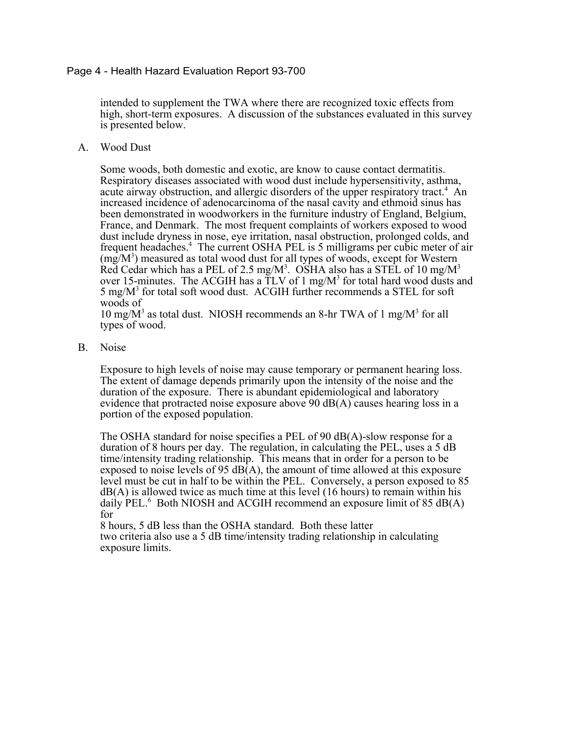intended to supplement the TWA where there are recognized toxic effects from high, short-term exposures. A discussion of the substances evaluated in this survey is presented below.

## A. Wood Dust

Some woods, both domestic and exotic, are know to cause contact dermatitis. Respiratory diseases associated with wood dust include hypersensitivity, asthma, acute airway obstruction, and allergic disorders of the upper respiratory tract.[4] An increased incidence of adenocarcinoma of the nasal cavity and ethmoid sinus has been demonstrated in woodworkers in the furniture industry of England, Belgium, France, and Denmark. The most frequent complaints of workers exposed to wood dust include dryness in nose, eye irritation, nasal obstruction, prolonged colds, and frequent headaches.[4] The current OSHA PEL is 5 milligrams per cubic meter of air ($mg/M^3$) measured as total wood dust for all types of woods, except for Western Red Cedar which has a PEL of 2.5 $mg/M^3$. OSHA also has a STEL of 10 $mg/M^3$ over 15-minutes. The ACGIH has a TLV of 1 $mg/M^3$ for total hard wood dusts and 5 $mg/M^3$ for total soft wood dust. ACGIH further recommends a STEL for soft woods of 10 $mg/M^3$ as total dust. NIOSH recommends an 8-hr TWA of 1 $mg/M^3$ for all types of wood.

## B. Noise

Exposure to high levels of noise may cause temporary or permanent hearing loss. The extent of damage depends primarily upon the intensity of the noise and the duration of the exposure. There is abundant epidemiological and laboratory evidence that protracted noise exposure above 90 dB(A) causes hearing loss in a portion of the exposed population.

The OSHA standard for noise specifies a PEL of 90 dB(A)-slow response for a duration of 8 hours per day. The regulation, in calculating the PEL, uses a 5 dB time/intensity trading relationship. This means that in order for a person to be exposed to noise levels of 95 dB(A), the amount of time allowed at this exposure level must be cut in half to be within the PEL. Conversely, a person exposed to 85 dB(A) is allowed twice as much time at this level (16 hours) to remain within his daily PEL.[6] Both NIOSH and ACGIH recommend an exposure limit of 85 dB(A) for 8 hours, 5 dB less than the OSHA standard. Both these latter two criteria also use a 5 dB time/intensity trading relationship in calculating exposure limits.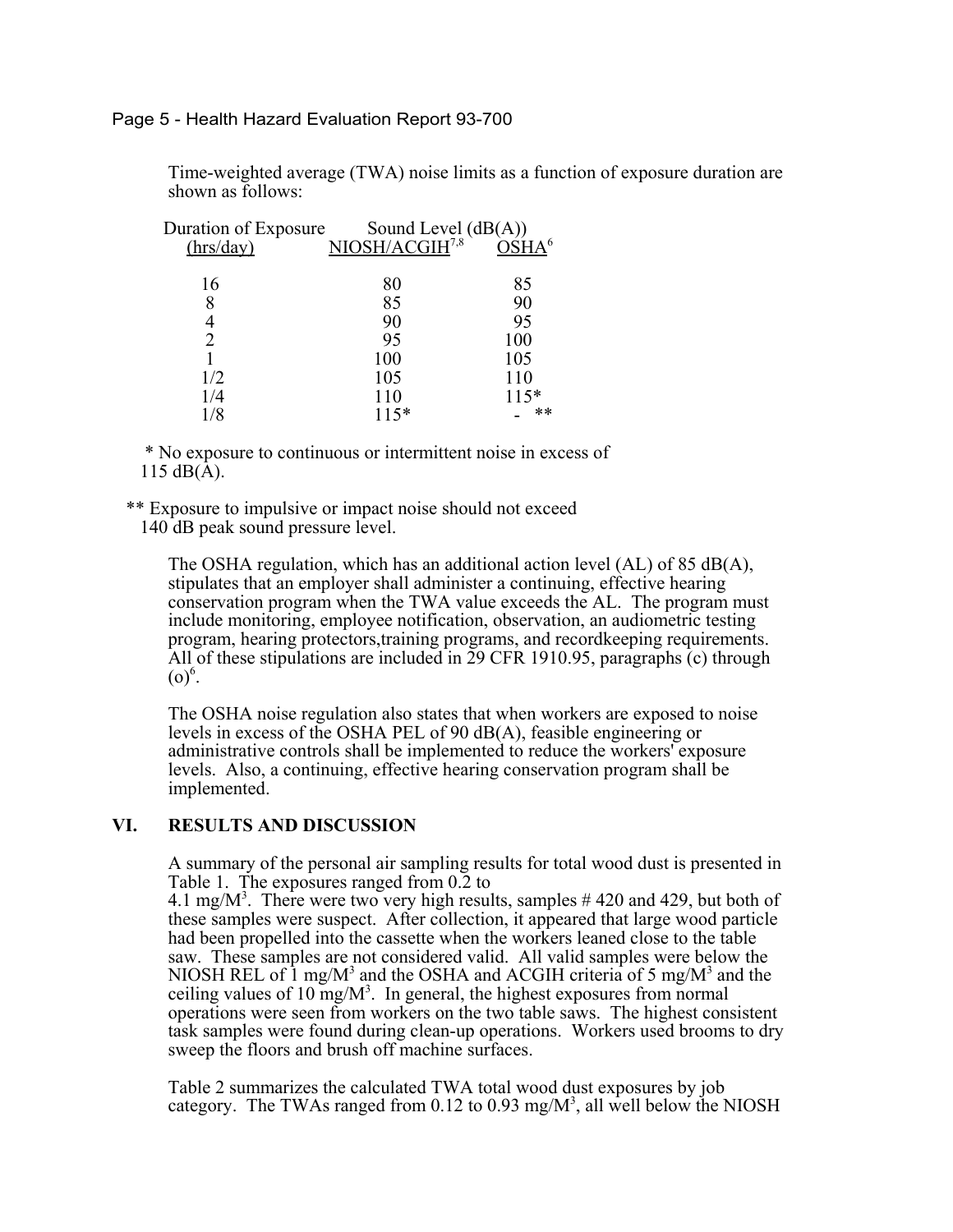Time-weighted average (TWA) noise limits as a function of exposure duration are shown as follows:

| Duration of Exposure (hrs/day) | Sound Level (dB(A)) NIOSH/ACGIH[7,8] | OSHA[6] |
|---|---|---|
| 16 | 80 | 85 |
| 8 | 85 | 90 |
| 4 | 90 | 95 |
| 2 | 95 | 100 |
| 1 | 100 | 105 |
| 1/2 | 105 | 110 |
| 1/4 | 110 | 115* |
| 1/8 | 115* | - ** |

\* No exposure to continuous or intermittent noise in excess of 115 dB(A).

\** Exposure to impulsive or impact noise should not exceed 140 dB peak sound pressure level.

The OSHA regulation, which has an additional action level (AL) of 85 dB(A), stipulates that an employer shall administer a continuing, effective hearing conservation program when the TWA value exceeds the AL. The program must include monitoring, employee notification, observation, an audiometric testing program, hearing protectors,training programs, and recordkeeping requirements. All of these stipulations are included in 29 CFR 1910.95, paragraphs (c) through (o)[6].

The OSHA noise regulation also states that when workers are exposed to noise levels in excess of the OSHA PEL of 90 dB(A), feasible engineering or administrative controls shall be implemented to reduce the workers' exposure levels. Also, a continuing, effective hearing conservation program shall be implemented.

## VI. RESULTS AND DISCUSSION

A summary of the personal air sampling results for total wood dust is presented in Table 1. The exposures ranged from 0.2 to 4.1 mg/M$^3$. There were two very high results, samples # 420 and 429, but both of these samples were suspect. After collection, it appeared that large wood particle had been propelled into the cassette when the workers leaned close to the table saw. These samples are not considered valid. All valid samples were below the NIOSH REL of 1 mg/M$^3$ and the OSHA and ACGIH criteria of 5 mg/M$^3$ and the ceiling values of 10 mg/M$^3$. In general, the highest exposures from normal operations were seen from workers on the two table saws. The highest consistent task samples were found during clean-up operations. Workers used brooms to dry sweep the floors and brush off machine surfaces.

Table 2 summarizes the calculated TWA total wood dust exposures by job category. The TWAs ranged from 0.12 to 0.93 mg/M$^3$, all well below the NIOSH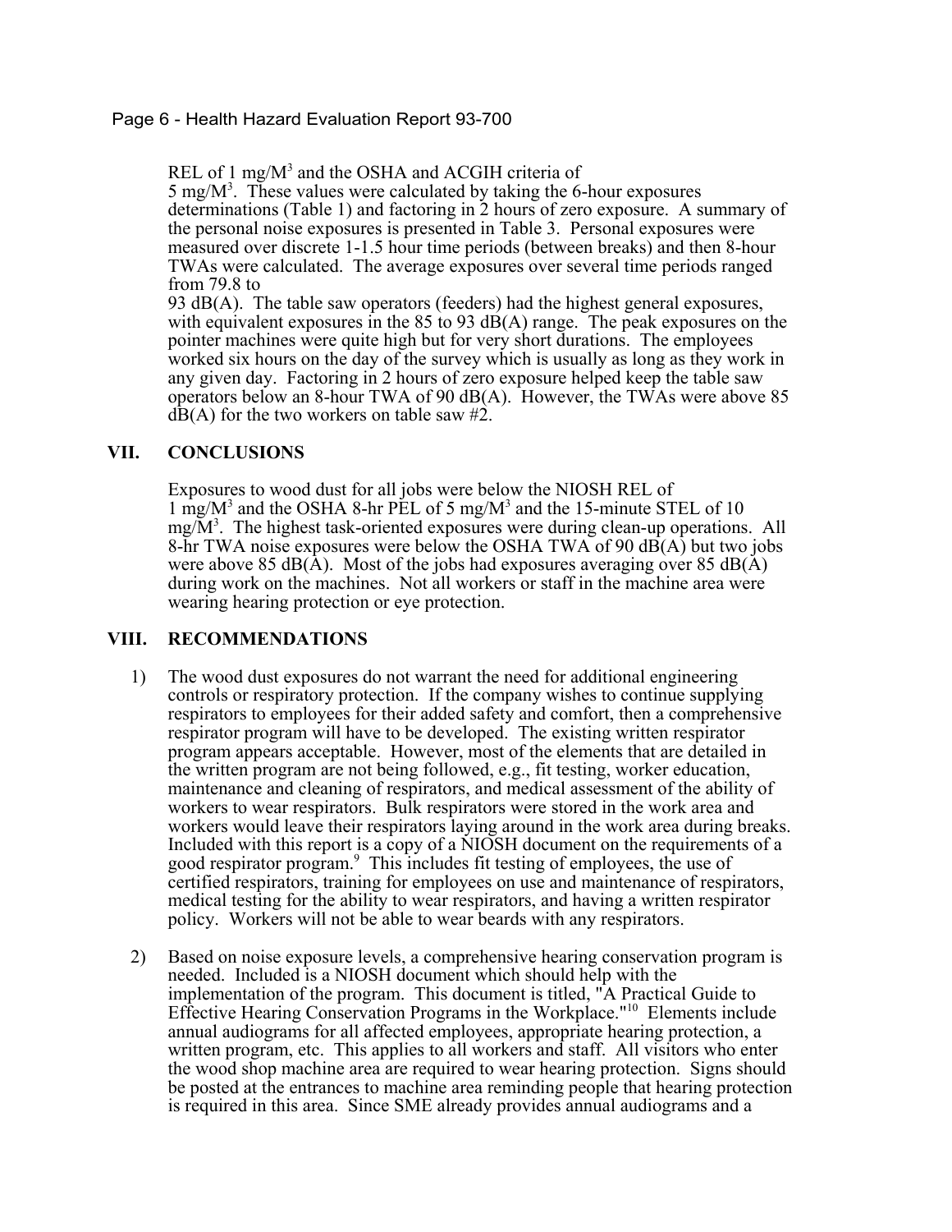REL of 1 mg/M$^3$ and the OSHA and ACGIH criteria of 5 mg/M$^3$. These values were calculated by taking the 6-hour exposures determinations (Table 1) and factoring in 2 hours of zero exposure. A summary of the personal noise exposures is presented in Table 3. Personal exposures were measured over discrete 1-1.5 hour time periods (between breaks) and then 8-hour TWAs were calculated. The average exposures over several time periods ranged from 79.8 to 93 dB(A). The table saw operators (feeders) had the highest general exposures, with equivalent exposures in the 85 to 93 dB(A) range. The peak exposures on the pointer machines were quite high but for very short durations. The employees worked six hours on the day of the survey which is usually as long as they work in any given day. Factoring in 2 hours of zero exposure helped keep the table saw operators below an 8-hour TWA of 90 dB(A). However, the TWAs were above 85 dB(A) for the two workers on table saw #2.

## VII. CONCLUSIONS

Exposures to wood dust for all jobs were below the NIOSH REL of 1 mg/M$^3$ and the OSHA 8-hr PEL of 5 mg/M$^3$ and the 15-minute STEL of 10 mg/M$^3$. The highest task-oriented exposures were during clean-up operations. All 8-hr TWA noise exposures were below the OSHA TWA of 90 dB(A) but two jobs were above 85 dB(A). Most of the jobs had exposures averaging over 85 dB(A) during work on the machines. Not all workers or staff in the machine area were wearing hearing protection or eye protection.

## VIII. RECOMMENDATIONS

1) The wood dust exposures do not warrant the need for additional engineering controls or respiratory protection. If the company wishes to continue supplying respirators to employees for their added safety and comfort, then a comprehensive respirator program will have to be developed. The existing written respirator program appears acceptable. However, most of the elements that are detailed in the written program are not being followed, e.g., fit testing, worker education, maintenance and cleaning of respirators, and medical assessment of the ability of workers to wear respirators. Bulk respirators were stored in the work area and workers would leave their respirators laying around in the work area during breaks. Included with this report is a copy of a NIOSH document on the requirements of a good respirator program.[9] This includes fit testing of employees, the use of certified respirators, training for employees on use and maintenance of respirators, medical testing for the ability to wear respirators, and having a written respirator policy. Workers will not be able to wear beards with any respirators.

2) Based on noise exposure levels, a comprehensive hearing conservation program is needed. Included is a NIOSH document which should help with the implementation of the program. This document is titled, "A Practical Guide to Effective Hearing Conservation Programs in the Workplace."[10] Elements include annual audiograms for all affected employees, appropriate hearing protection, a written program, etc. This applies to all workers and staff. All visitors who enter the wood shop machine area are required to wear hearing protection. Signs should be posted at the entrances to machine area reminding people that hearing protection is required in this area. Since SME already provides annual audiograms and a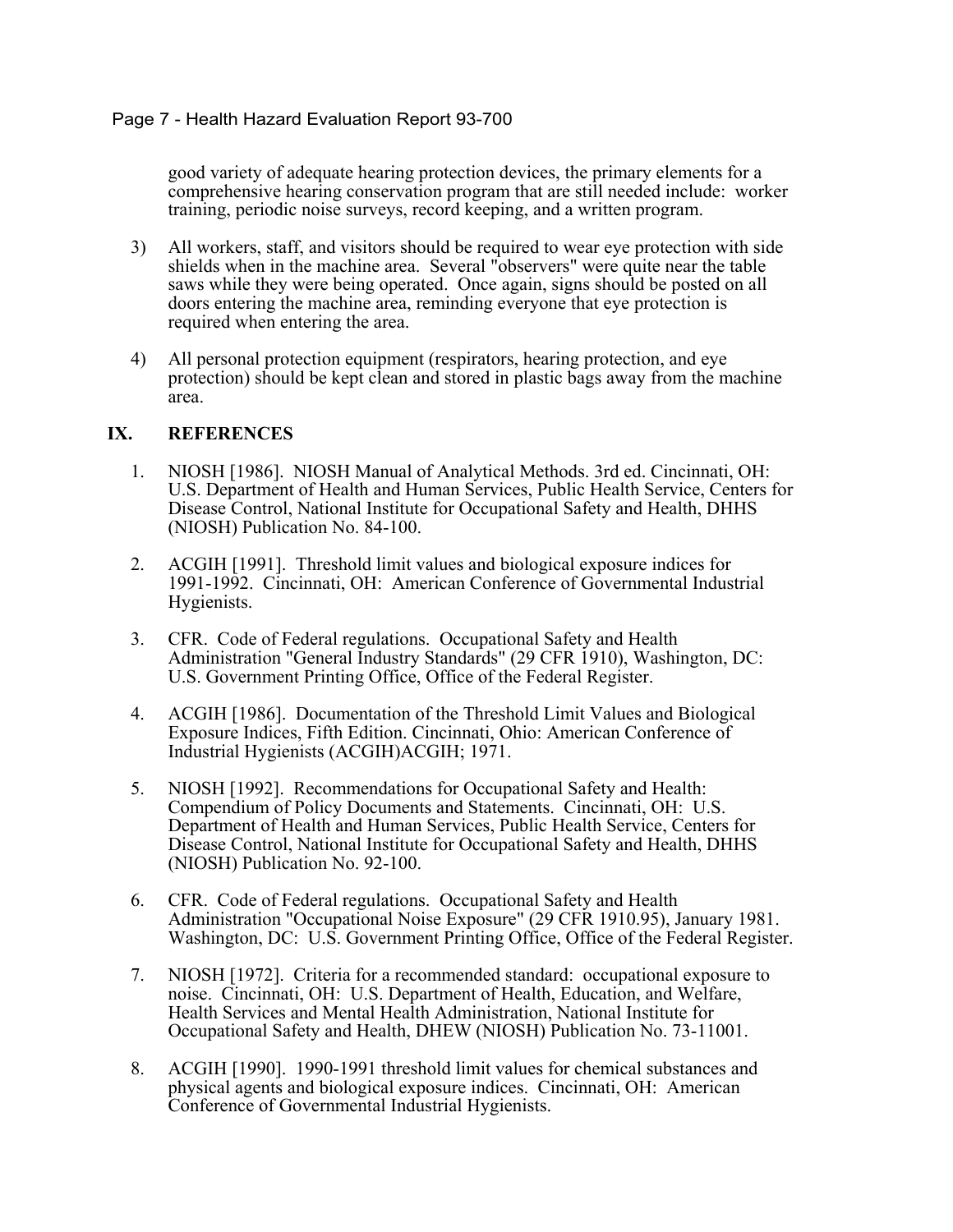good variety of adequate hearing protection devices, the primary elements for a comprehensive hearing conservation program that are still needed include: worker training, periodic noise surveys, record keeping, and a written program.

3) All workers, staff, and visitors should be required to wear eye protection with side shields when in the machine area. Several "observers" were quite near the table saws while they were being operated. Once again, signs should be posted on all doors entering the machine area, reminding everyone that eye protection is required when entering the area.

4) All personal protection equipment (respirators, hearing protection, and eye protection) should be kept clean and stored in plastic bags away from the machine area.

## IX. REFERENCES

1. NIOSH [1986]. NIOSH Manual of Analytical Methods. 3rd ed. Cincinnati, OH: U.S. Department of Health and Human Services, Public Health Service, Centers for Disease Control, National Institute for Occupational Safety and Health, DHHS (NIOSH) Publication No. 84-100.

2. ACGIH [1991]. Threshold limit values and biological exposure indices for 1991-1992. Cincinnati, OH: American Conference of Governmental Industrial Hygienists.

3. CFR. Code of Federal regulations. Occupational Safety and Health Administration "General Industry Standards" (29 CFR 1910), Washington, DC: U.S. Government Printing Office, Office of the Federal Register.

4. ACGIH [1986]. Documentation of the Threshold Limit Values and Biological Exposure Indices, Fifth Edition. Cincinnati, Ohio: American Conference of Industrial Hygienists (ACGIH)ACGIH; 1971.

5. NIOSH [1992]. Recommendations for Occupational Safety and Health: Compendium of Policy Documents and Statements. Cincinnati, OH: U.S. Department of Health and Human Services, Public Health Service, Centers for Disease Control, National Institute for Occupational Safety and Health, DHHS (NIOSH) Publication No. 92-100.

6. CFR. Code of Federal regulations. Occupational Safety and Health Administration "Occupational Noise Exposure" (29 CFR 1910.95), January 1981. Washington, DC: U.S. Government Printing Office, Office of the Federal Register.

7. NIOSH [1972]. Criteria for a recommended standard: occupational exposure to noise. Cincinnati, OH: U.S. Department of Health, Education, and Welfare, Health Services and Mental Health Administration, National Institute for Occupational Safety and Health, DHEW (NIOSH) Publication No. 73-11001.

8. ACGIH [1990]. 1990-1991 threshold limit values for chemical substances and physical agents and biological exposure indices. Cincinnati, OH: American Conference of Governmental Industrial Hygienists.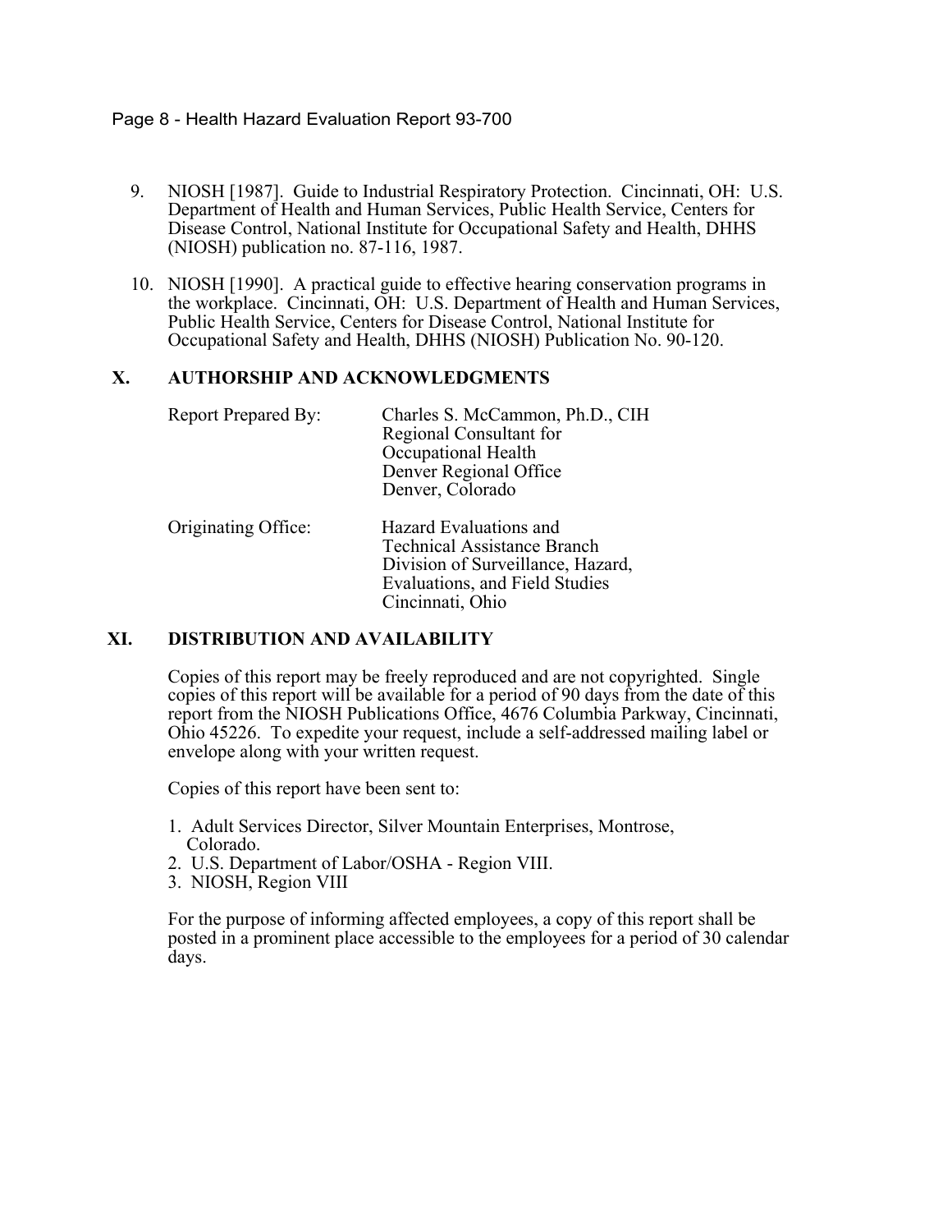9. NIOSH [1987]. Guide to Industrial Respiratory Protection. Cincinnati, OH: U.S. Department of Health and Human Services, Public Health Service, Centers for Disease Control, National Institute for Occupational Safety and Health, DHHS (NIOSH) publication no. 87-116, 1987.

10. NIOSH [1990]. A practical guide to effective hearing conservation programs in the workplace. Cincinnati, OH: U.S. Department of Health and Human Services, Public Health Service, Centers for Disease Control, National Institute for Occupational Safety and Health, DHHS (NIOSH) Publication No. 90-120.

## X. AUTHORSHIP AND ACKNOWLEDGMENTS

Report Prepared By: Charles S. McCammon, Ph.D., CIH
Regional Consultant for
Occupational Health
Denver Regional Office
Denver, Colorado

Originating Office: Hazard Evaluations and
Technical Assistance Branch
Division of Surveillance, Hazard,
Evaluations, and Field Studies
Cincinnati, Ohio

## XI. DISTRIBUTION AND AVAILABILITY

Copies of this report may be freely reproduced and are not copyrighted. Single copies of this report will be available for a period of 90 days from the date of this report from the NIOSH Publications Office, 4676 Columbia Parkway, Cincinnati, Ohio 45226. To expedite your request, include a self-addressed mailing label or envelope along with your written request.

Copies of this report have been sent to:

1. Adult Services Director, Silver Mountain Enterprises, Montrose, Colorado.
2. U.S. Department of Labor/OSHA - Region VIII.
3. NIOSH, Region VIII

For the purpose of informing affected employees, a copy of this report shall be posted in a prominent place accessible to the employees for a period of 30 calendar days.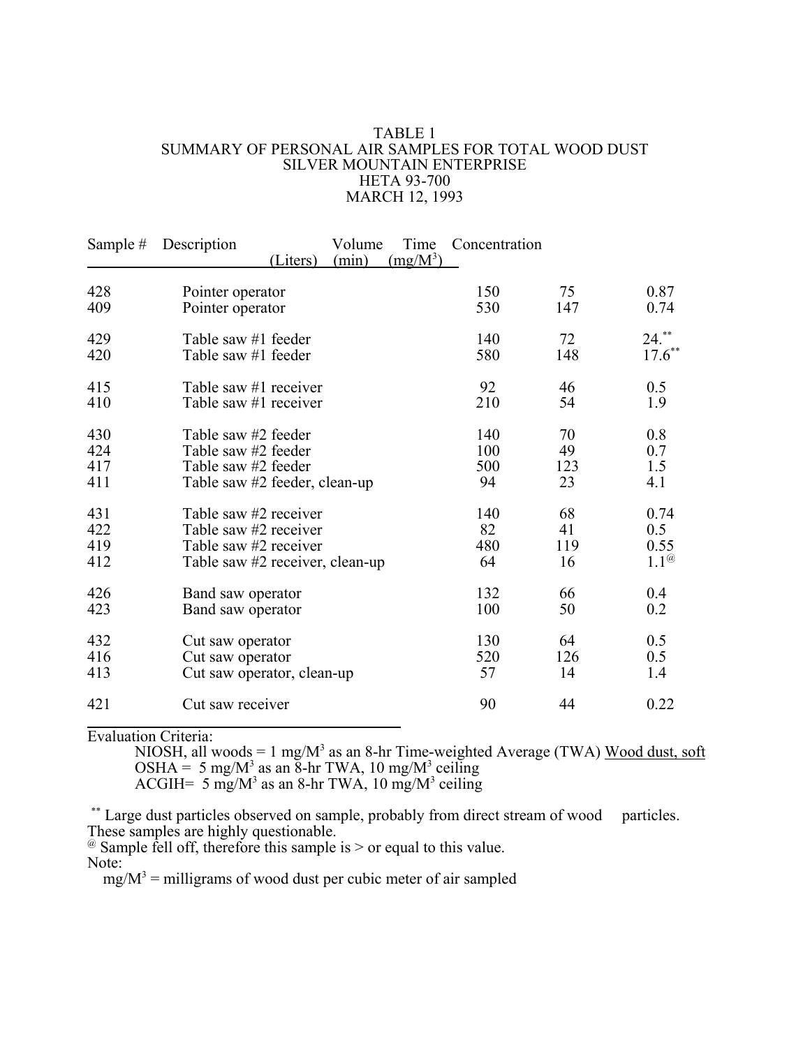TABLE 1
SUMMARY OF PERSONAL AIR SAMPLES FOR TOTAL WOOD DUST
SILVER MOUNTAIN ENTERPRISE
HETA 93-700
MARCH 12, 1993

| Sample # | Description | Volume (Liters) | Time (min) | Concentration (mg/M$^3$) |
|---|---|---|---|---|
| 428 | Pointer operator | 150 | 75 | 0.87 |
| 409 | Pointer operator | 530 | 147 | 0.74 |
| 429 | Table saw #1 feeder | 140 | 72 | 24.** |
| 420 | Table saw #1 feeder | 580 | 148 | 17.6** |
| 415 | Table saw #1 receiver | 92 | 46 | 0.5 |
| 410 | Table saw #1 receiver | 210 | 54 | 1.9 |
| 430 | Table saw #2 feeder | 140 | 70 | 0.8 |
| 424 | Table saw #2 feeder | 100 | 49 | 0.7 |
| 417 | Table saw #2 feeder | 500 | 123 | 1.5 |
| 411 | Table saw #2 feeder, clean-up | 94 | 23 | 4.1 |
| 431 | Table saw #2 receiver | 140 | 68 | 0.74 |
| 422 | Table saw #2 receiver | 82 | 41 | 0.5 |
| 419 | Table saw #2 receiver | 480 | 119 | 0.55 |
| 412 | Table saw #2 receiver, clean-up | 64 | 16 | 1.1@ |
| 426 | Band saw operator | 132 | 66 | 0.4 |
| 423 | Band saw operator | 100 | 50 | 0.2 |
| 432 | Cut saw operator | 130 | 64 | 0.5 |
| 416 | Cut saw operator | 520 | 126 | 0.5 |
| 413 | Cut saw operator, clean-up | 57 | 14 | 1.4 |
| 421 | Cut saw receiver | 90 | 44 | 0.22 |

Evaluation Criteria:

NIOSH, all woods = 1 mg/M$^3$ as an 8-hr Time-weighted Average (TWA) Wood dust, soft
OSHA = 5 mg/M$^3$ as an 8-hr TWA, 10 mg/M$^3$ ceiling
ACGIH= 5 mg/M$^3$ as an 8-hr TWA, 10 mg/M$^3$ ceiling

** Large dust particles observed on sample, probably from direct stream of wood particles. These samples are highly questionable.

@ Sample fell off, therefore this sample is > or equal to this value.

Note:
mg/M$^3$ = milligrams of wood dust per cubic meter of air sampled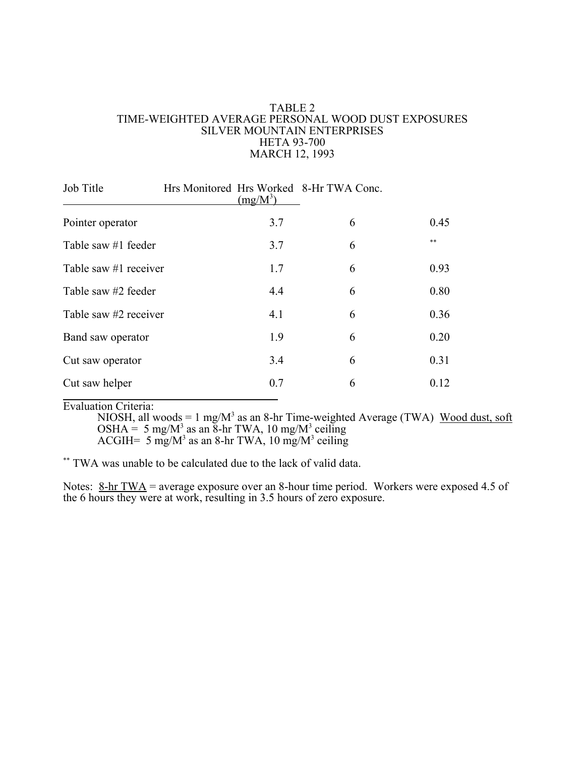TABLE 2
TIME-WEIGHTED AVERAGE PERSONAL WOOD DUST EXPOSURES
SILVER MOUNTAIN ENTERPRISES
HETA 93-700
MARCH 12, 1993

| Job Title | Hrs Monitored | Hrs Worked | 8-Hr TWA Conc. (mg/M$^3$) |
|---|---|---|---|
| Pointer operator | 3.7 | 6 | 0.45 |
| Table saw #1 feeder | 3.7 | 6 | ** |
| Table saw #1 receiver | 1.7 | 6 | 0.93 |
| Table saw #2 feeder | 4.4 | 6 | 0.80 |
| Table saw #2 receiver | 4.1 | 6 | 0.36 |
| Band saw operator | 1.9 | 6 | 0.20 |
| Cut saw operator | 3.4 | 6 | 0.31 |
| Cut saw helper | 0.7 | 6 | 0.12 |

Evaluation Criteria:

NIOSH, all woods = 1 mg/M$^3$ as an 8-hr Time-weighted Average (TWA) Wood dust, soft
OSHA = 5 mg/M$^3$ as an 8-hr TWA, 10 mg/M$^3$ ceiling
ACGIH= 5 mg/M$^3$ as an 8-hr TWA, 10 mg/M$^3$ ceiling

** TWA was unable to be calculated due to the lack of valid data.

Notes: 8-hr TWA = average exposure over an 8-hour time period. Workers were exposed 4.5 of the 6 hours they were at work, resulting in 3.5 hours of zero exposure.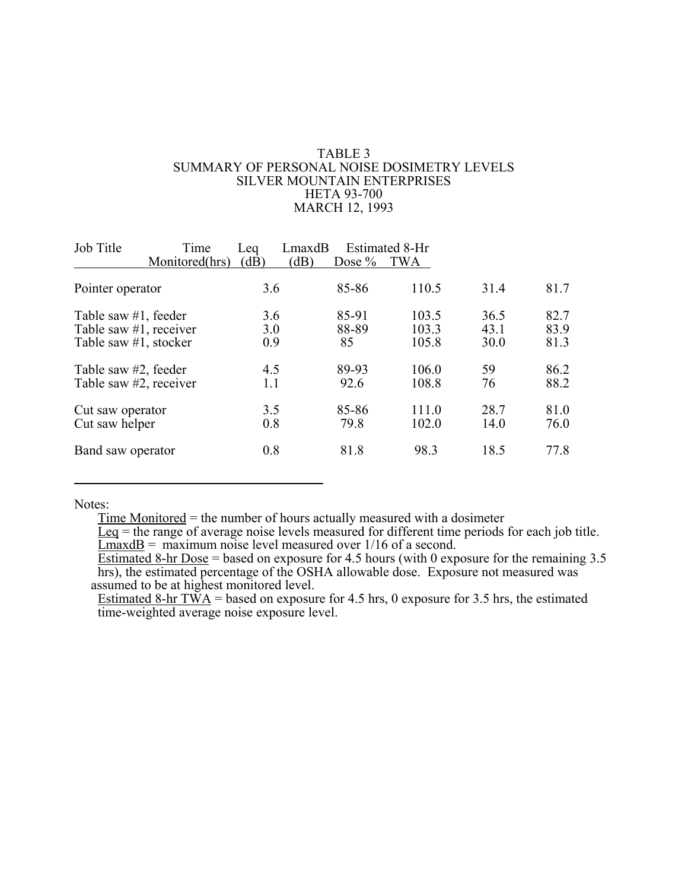TABLE 3
SUMMARY OF PERSONAL NOISE DOSIMETRY LEVELS
SILVER MOUNTAIN ENTERPRISES
HETA 93-700
MARCH 12, 1993

| Job Title | Time Monitored(hrs) | Leq (dB) | LmaxdB (dB) | Estimated 8-Hr Dose % | Estimated 8-Hr TWA |
|---|---|---|---|---|---|
| Pointer operator | 3.6 | 85-86 | 110.5 | 31.4 | 81.7 |
| Table saw #1, feeder | 3.6 | 85-91 | 103.5 | 36.5 | 82.7 |
| Table saw #1, receiver | 3.0 | 88-89 | 103.3 | 43.1 | 83.9 |
| Table saw #1, stocker | 0.9 | 85 | 105.8 | 30.0 | 81.3 |
| Table saw #2, feeder | 4.5 | 89-93 | 106.0 | 59 | 86.2 |
| Table saw #2, receiver | 1.1 | 92.6 | 108.8 | 76 | 88.2 |
| Cut saw operator | 3.5 | 85-86 | 111.0 | 28.7 | 81.0 |
| Cut saw helper | 0.8 | 79.8 | 102.0 | 14.0 | 76.0 |
| Band saw operator | 0.8 | 81.8 | 98.3 | 18.5 | 77.8 |

Notes:

<u>Time Monitored</u> = the number of hours actually measured with a dosimeter

<u>Leq</u> = the range of average noise levels measured for different time periods for each job title.

<u>LmaxdB</u> = maximum noise level measured over 1/16 of a second.

<u>Estimated 8-hr Dose</u> = based on exposure for 4.5 hours (with 0 exposure for the remaining 3.5 hrs), the estimated percentage of the OSHA allowable dose. Exposure not measured was assumed to be at highest monitored level.

<u>Estimated 8-hr TWA</u> = based on exposure for 4.5 hrs, 0 exposure for 3.5 hrs, the estimated time-weighted average noise exposure level.